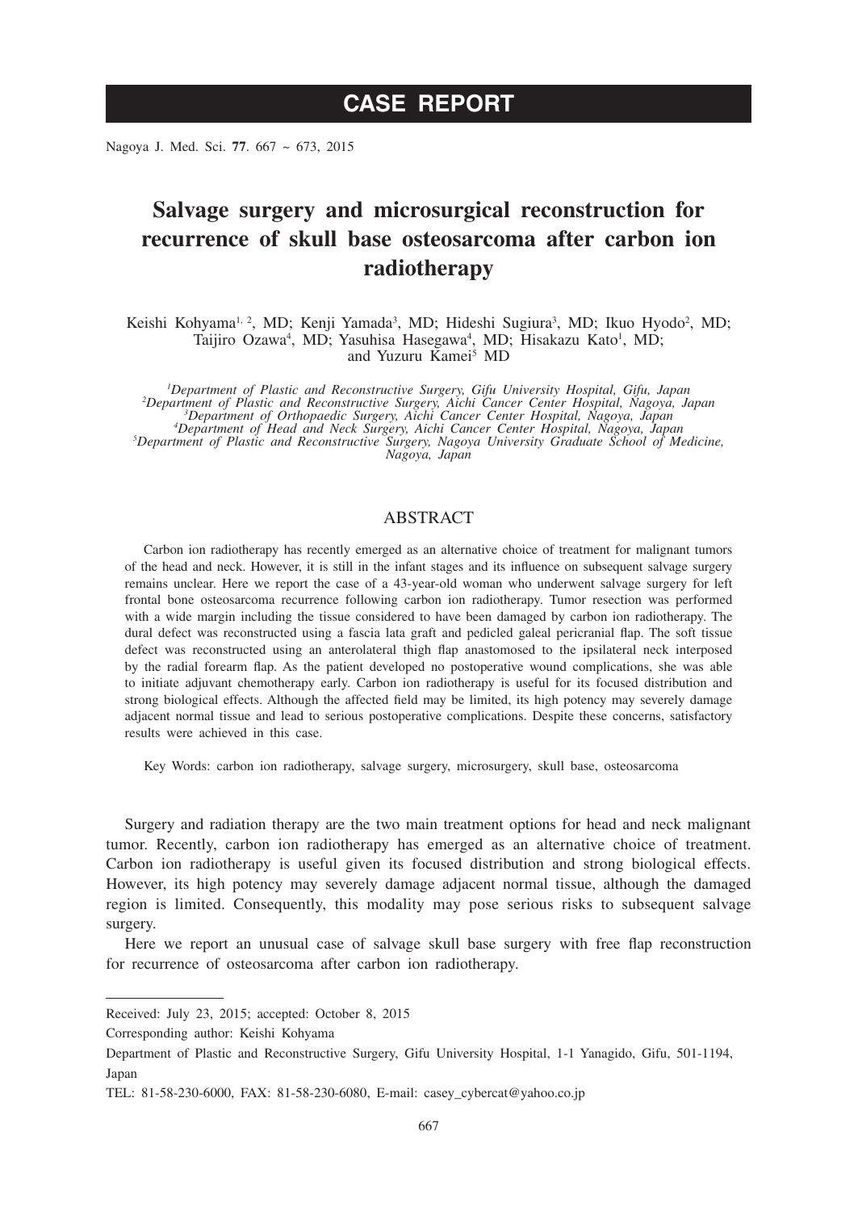# CASE REPORT

# Salvage surgery and microsurgical reconstruction for recurrence of skull base osteosarcoma after carbon ion radiotherapy

Keishi Kohyama[1, 2], MD; Kenji Yamada[3], MD; Hideshi Sugiura[3], MD; Ikuo Hyodo[2], MD; Taijiro Ozawa[4], MD; Yasuhisa Hasegawa[4], MD; Hisakazu Kato[1], MD; and Yuzuru Kamei[5] MD

[1]*Department of Plastic and Reconstructive Surgery, Gifu University Hospital, Gifu, Japan*
[2]*Department of Plastic and Reconstructive Surgery, Aichi Cancer Center Hospital, Nagoya, Japan*
[3]*Department of Orthopaedic Surgery, Aichi Cancer Center Hospital, Nagoya, Japan*
[4]*Department of Head and Neck Surgery, Aichi Cancer Center Hospital, Nagoya, Japan*
[5]*Department of Plastic and Reconstructive Surgery, Nagoya University Graduate School of Medicine, Nagoya, Japan*

## ABSTRACT

Carbon ion radiotherapy has recently emerged as an alternative choice of treatment for malignant tumors of the head and neck. However, it is still in the infant stages and its influence on subsequent salvage surgery remains unclear. Here we report the case of a 43-year-old woman who underwent salvage surgery for left frontal bone osteosarcoma recurrence following carbon ion radiotherapy. Tumor resection was performed with a wide margin including the tissue considered to have been damaged by carbon ion radiotherapy. The dural defect was reconstructed using a fascia lata graft and pedicled galeal pericranial flap. The soft tissue defect was reconstructed using an anterolateral thigh flap anastomosed to the ipsilateral neck interposed by the radial forearm flap. As the patient developed no postoperative wound complications, she was able to initiate adjuvant chemotherapy early. Carbon ion radiotherapy is useful for its focused distribution and strong biological effects. Although the affected field may be limited, its high potency may severely damage adjacent normal tissue and lead to serious postoperative complications. Despite these concerns, satisfactory results were achieved in this case.

Key Words: carbon ion radiotherapy, salvage surgery, microsurgery, skull base, osteosarcoma

Surgery and radiation therapy are the two main treatment options for head and neck malignant tumor. Recently, carbon ion radiotherapy has emerged as an alternative choice of treatment. Carbon ion radiotherapy is useful given its focused distribution and strong biological effects. However, its high potency may severely damage adjacent normal tissue, although the damaged region is limited. Consequently, this modality may pose serious risks to subsequent salvage surgery.

Here we report an unusual case of salvage skull base surgery with free flap reconstruction for recurrence of osteosarcoma after carbon ion radiotherapy.

---

Received: July 23, 2015; accepted: October 8, 2015

Corresponding author: Keishi Kohyama

Department of Plastic and Reconstructive Surgery, Gifu University Hospital, 1-1 Yanagido, Gifu, 501-1194, Japan

TEL: 81-58-230-6000, FAX: 81-58-230-6080, E-mail: casey_cybercat@yahoo.co.jp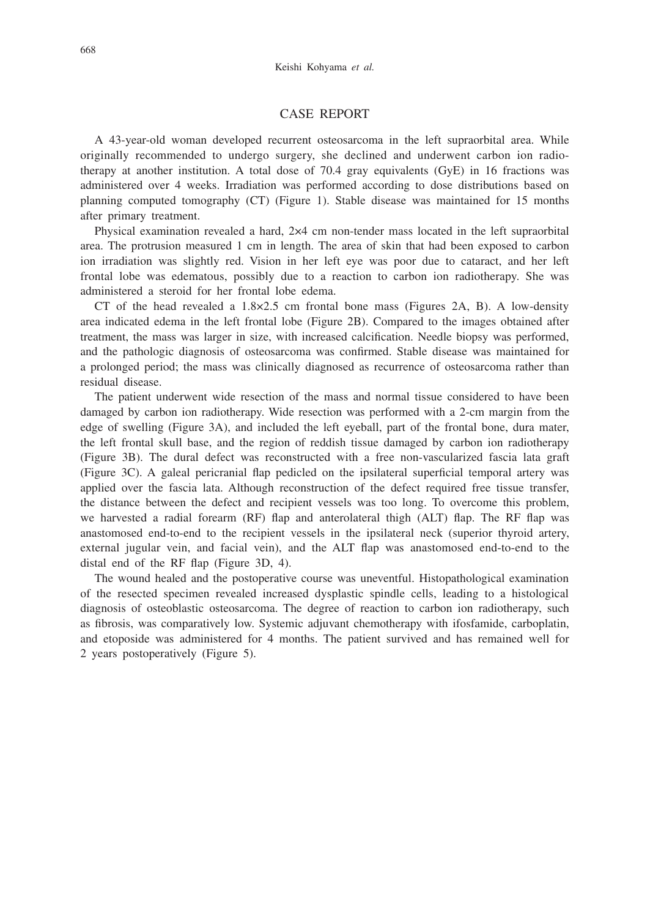## CASE REPORT

A 43-year-old woman developed recurrent osteosarcoma in the left supraorbital area. While originally recommended to undergo surgery, she declined and underwent carbon ion radiotherapy at another institution. A total dose of 70.4 gray equivalents (GyE) in 16 fractions was administered over 4 weeks. Irradiation was performed according to dose distributions based on planning computed tomography (CT) (Figure 1). Stable disease was maintained for 15 months after primary treatment.

Physical examination revealed a hard, 2×4 cm non-tender mass located in the left supraorbital area. The protrusion measured 1 cm in length. The area of skin that had been exposed to carbon ion irradiation was slightly red. Vision in her left eye was poor due to cataract, and her left frontal lobe was edematous, possibly due to a reaction to carbon ion radiotherapy. She was administered a steroid for her frontal lobe edema.

CT of the head revealed a 1.8×2.5 cm frontal bone mass (Figures 2A, B). A low-density area indicated edema in the left frontal lobe (Figure 2B). Compared to the images obtained after treatment, the mass was larger in size, with increased calcification. Needle biopsy was performed, and the pathologic diagnosis of osteosarcoma was confirmed. Stable disease was maintained for a prolonged period; the mass was clinically diagnosed as recurrence of osteosarcoma rather than residual disease.

The patient underwent wide resection of the mass and normal tissue considered to have been damaged by carbon ion radiotherapy. Wide resection was performed with a 2-cm margin from the edge of swelling (Figure 3A), and included the left eyeball, part of the frontal bone, dura mater, the left frontal skull base, and the region of reddish tissue damaged by carbon ion radiotherapy (Figure 3B). The dural defect was reconstructed with a free non-vascularized fascia lata graft (Figure 3C). A galeal pericranial flap pedicled on the ipsilateral superficial temporal artery was applied over the fascia lata. Although reconstruction of the defect required free tissue transfer, the distance between the defect and recipient vessels was too long. To overcome this problem, we harvested a radial forearm (RF) flap and anterolateral thigh (ALT) flap. The RF flap was anastomosed end-to-end to the recipient vessels in the ipsilateral neck (superior thyroid artery, external jugular vein, and facial vein), and the ALT flap was anastomosed end-to-end to the distal end of the RF flap (Figure 3D, 4).

The wound healed and the postoperative course was uneventful. Histopathological examination of the resected specimen revealed increased dysplastic spindle cells, leading to a histological diagnosis of osteoblastic osteosarcoma. The degree of reaction to carbon ion radiotherapy, such as fibrosis, was comparatively low. Systemic adjuvant chemotherapy with ifosfamide, carboplatin, and etoposide was administered for 4 months. The patient survived and has remained well for 2 years postoperatively (Figure 5).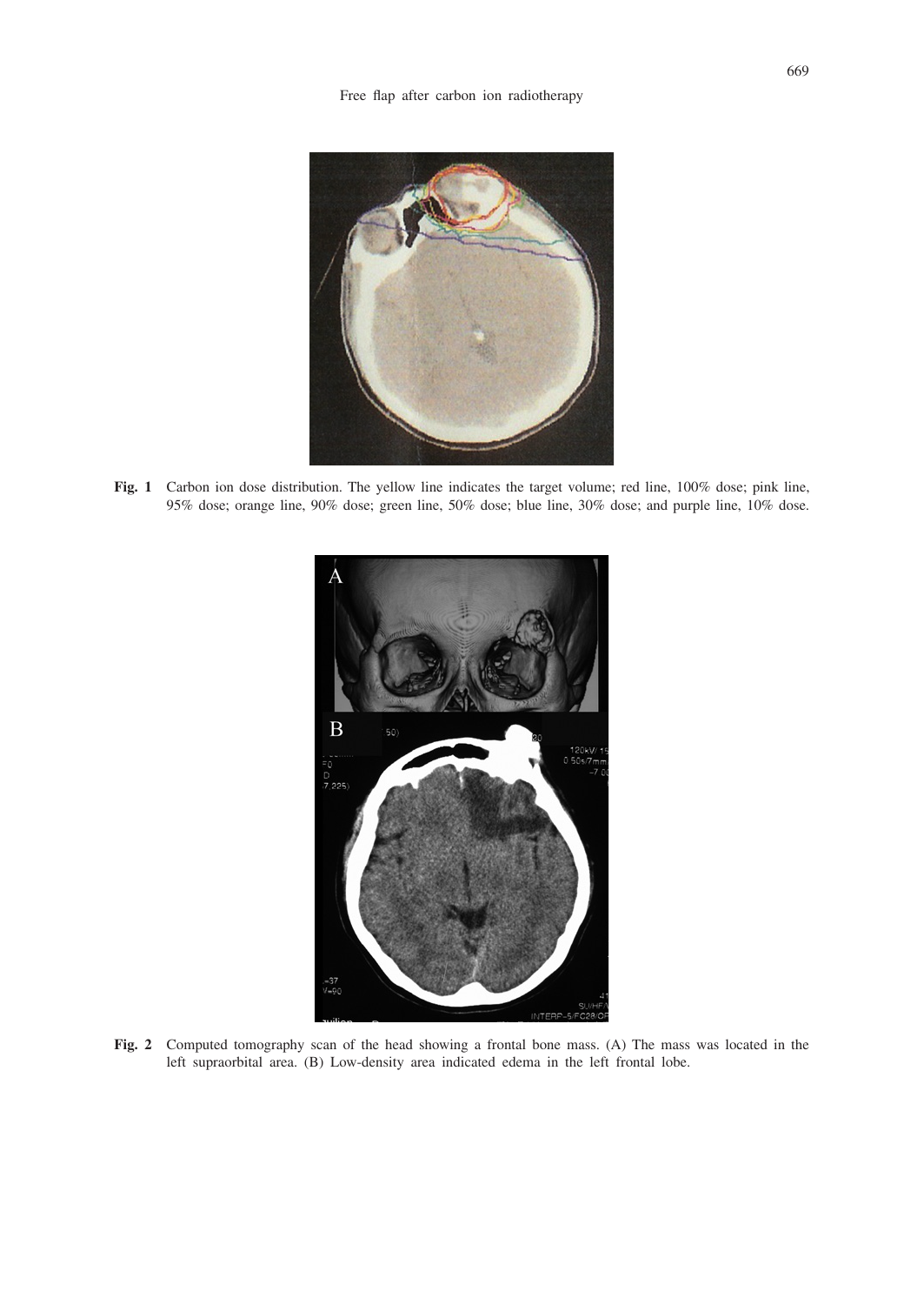**Fig. 1** Carbon ion dose distribution. The yellow line indicates the target volume; red line, 100% dose; pink line, 95% dose; orange line, 90% dose; green line, 50% dose; blue line, 30% dose; and purple line, 10% dose.

**Fig. 2** Computed tomography scan of the head showing a frontal bone mass. (A) The mass was located in the left supraorbital area. (B) Low-density area indicated edema in the left frontal lobe.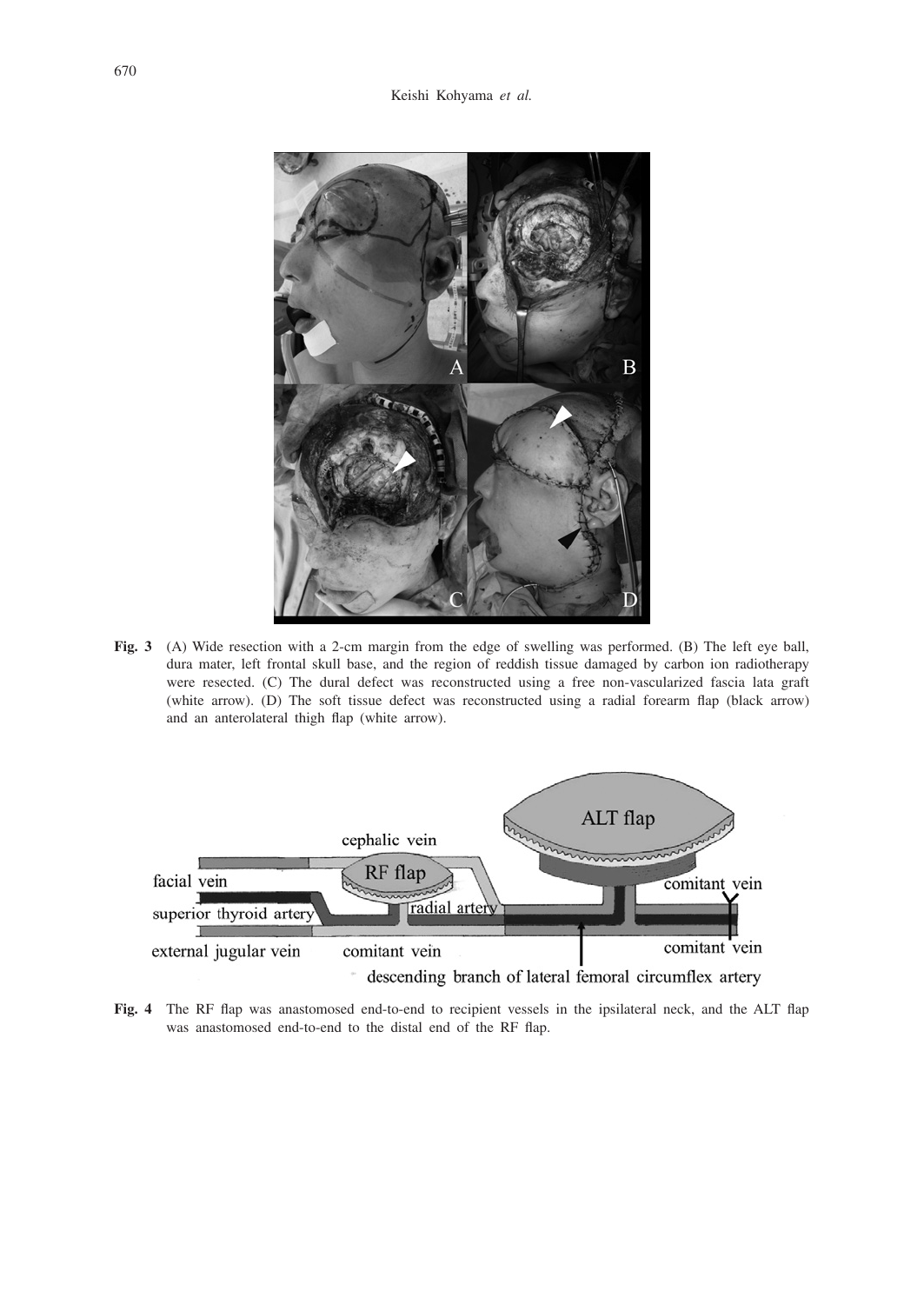**Fig. 3** (A) Wide resection with a 2-cm margin from the edge of swelling was performed. (B) The left eye ball, dura mater, left frontal skull base, and the region of reddish tissue damaged by carbon ion radiotherapy were resected. (C) The dural defect was reconstructed using a free non-vascularized fascia lata graft (white arrow). (D) The soft tissue defect was reconstructed using a radial forearm flap (black arrow) and an anterolateral thigh flap (white arrow).

**Fig. 4** The RF flap was anastomosed end-to-end to recipient vessels in the ipsilateral neck, and the ALT flap was anastomosed end-to-end to the distal end of the RF flap.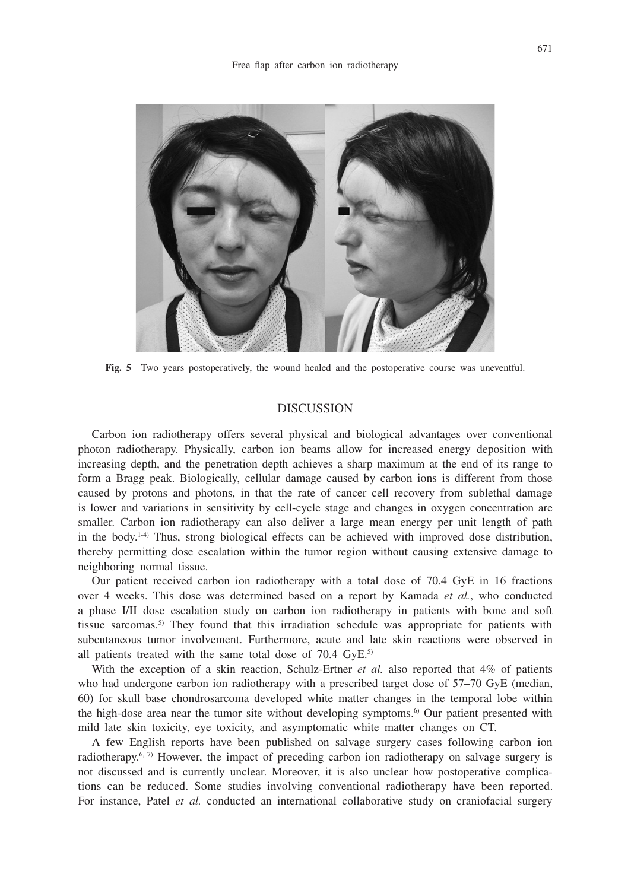**Fig. 5** Two years postoperatively, the wound healed and the postoperative course was uneventful.

## DISCUSSION

Carbon ion radiotherapy offers several physical and biological advantages over conventional photon radiotherapy. Physically, carbon ion beams allow for increased energy deposition with increasing depth, and the penetration depth achieves a sharp maximum at the end of its range to form a Bragg peak. Biologically, cellular damage caused by carbon ions is different from those caused by protons and photons, in that the rate of cancer cell recovery from sublethal damage is lower and variations in sensitivity by cell-cycle stage and changes in oxygen concentration are smaller. Carbon ion radiotherapy can also deliver a large mean energy per unit length of path in the body.[1-4] Thus, strong biological effects can be achieved with improved dose distribution, thereby permitting dose escalation within the tumor region without causing extensive damage to neighboring normal tissue.

Our patient received carbon ion radiotherapy with a total dose of 70.4 GyE in 16 fractions over 4 weeks. This dose was determined based on a report by Kamada *et al.*, who conducted a phase I/II dose escalation study on carbon ion radiotherapy in patients with bone and soft tissue sarcomas.[5] They found that this irradiation schedule was appropriate for patients with subcutaneous tumor involvement. Furthermore, acute and late skin reactions were observed in all patients treated with the same total dose of 70.4 GyE.[5]

With the exception of a skin reaction, Schulz-Ertner *et al.* also reported that 4% of patients who had undergone carbon ion radiotherapy with a prescribed target dose of 57–70 GyE (median, 60) for skull base chondrosarcoma developed white matter changes in the temporal lobe within the high-dose area near the tumor site without developing symptoms.[6] Our patient presented with mild late skin toxicity, eye toxicity, and asymptomatic white matter changes on CT.

A few English reports have been published on salvage surgery cases following carbon ion radiotherapy.[6, 7] However, the impact of preceding carbon ion radiotherapy on salvage surgery is not discussed and is currently unclear. Moreover, it is also unclear how postoperative complications can be reduced. Some studies involving conventional radiotherapy have been reported. For instance, Patel *et al.* conducted an international collaborative study on craniofacial surgery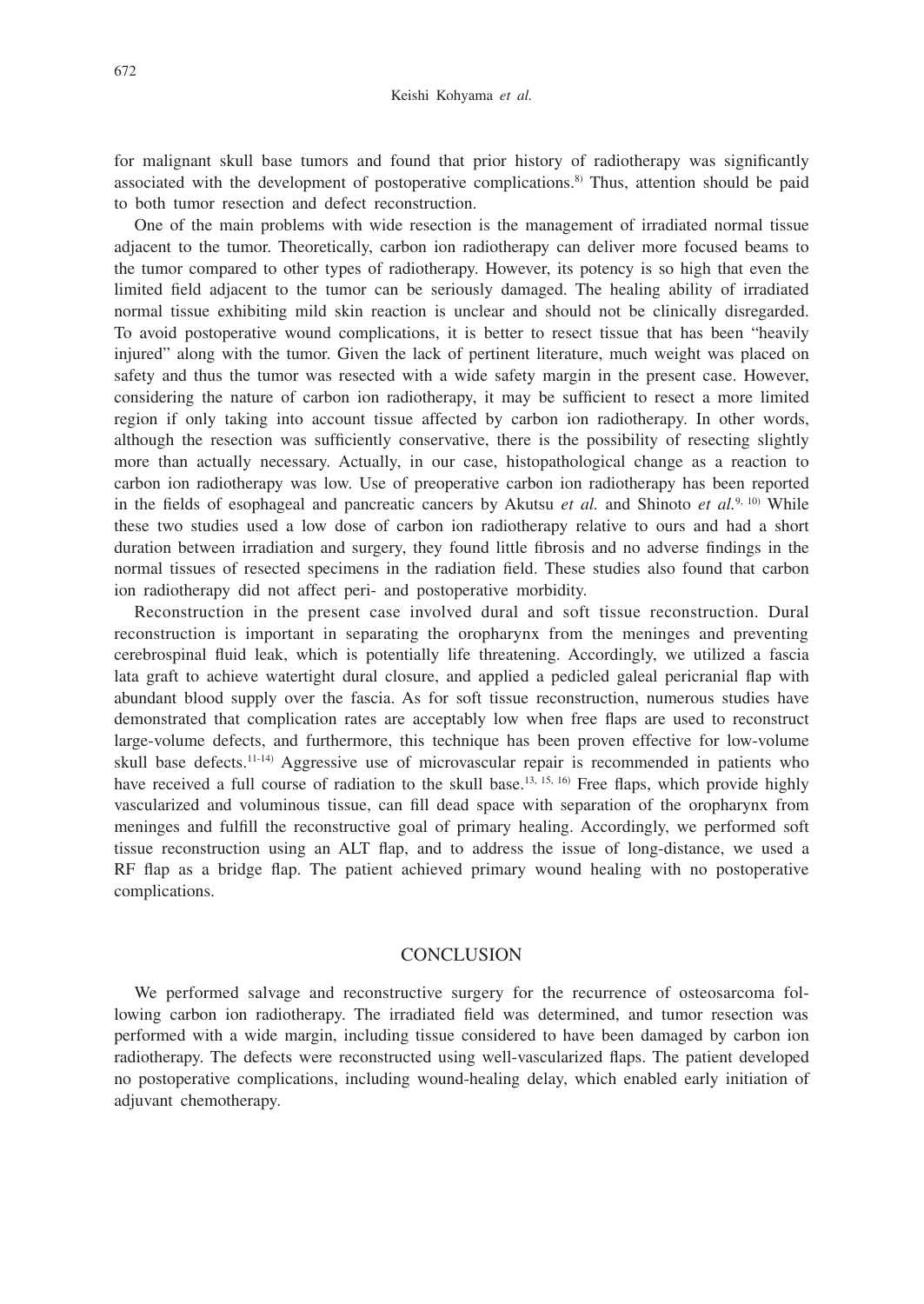for malignant skull base tumors and found that prior history of radiotherapy was significantly associated with the development of postoperative complications.[8] Thus, attention should be paid to both tumor resection and defect reconstruction.

One of the main problems with wide resection is the management of irradiated normal tissue adjacent to the tumor. Theoretically, carbon ion radiotherapy can deliver more focused beams to the tumor compared to other types of radiotherapy. However, its potency is so high that even the limited field adjacent to the tumor can be seriously damaged. The healing ability of irradiated normal tissue exhibiting mild skin reaction is unclear and should not be clinically disregarded. To avoid postoperative wound complications, it is better to resect tissue that has been "heavily injured" along with the tumor. Given the lack of pertinent literature, much weight was placed on safety and thus the tumor was resected with a wide safety margin in the present case. However, considering the nature of carbon ion radiotherapy, it may be sufficient to resect a more limited region if only taking into account tissue affected by carbon ion radiotherapy. In other words, although the resection was sufficiently conservative, there is the possibility of resecting slightly more than actually necessary. Actually, in our case, histopathological change as a reaction to carbon ion radiotherapy was low. Use of preoperative carbon ion radiotherapy has been reported in the fields of esophageal and pancreatic cancers by Akutsu *et al.* and Shinoto *et al.*[9, 10] While these two studies used a low dose of carbon ion radiotherapy relative to ours and had a short duration between irradiation and surgery, they found little fibrosis and no adverse findings in the normal tissues of resected specimens in the radiation field. These studies also found that carbon ion radiotherapy did not affect peri- and postoperative morbidity.

Reconstruction in the present case involved dural and soft tissue reconstruction. Dural reconstruction is important in separating the oropharynx from the meninges and preventing cerebrospinal fluid leak, which is potentially life threatening. Accordingly, we utilized a fascia lata graft to achieve watertight dural closure, and applied a pedicled galeal pericranial flap with abundant blood supply over the fascia. As for soft tissue reconstruction, numerous studies have demonstrated that complication rates are acceptably low when free flaps are used to reconstruct large-volume defects, and furthermore, this technique has been proven effective for low-volume skull base defects.[11-14] Aggressive use of microvascular repair is recommended in patients who have received a full course of radiation to the skull base.[13, 15, 16] Free flaps, which provide highly vascularized and voluminous tissue, can fill dead space with separation of the oropharynx from meninges and fulfill the reconstructive goal of primary healing. Accordingly, we performed soft tissue reconstruction using an ALT flap, and to address the issue of long-distance, we used a RF flap as a bridge flap. The patient achieved primary wound healing with no postoperative complications.

## CONCLUSION

We performed salvage and reconstructive surgery for the recurrence of osteosarcoma following carbon ion radiotherapy. The irradiated field was determined, and tumor resection was performed with a wide margin, including tissue considered to have been damaged by carbon ion radiotherapy. The defects were reconstructed using well-vascularized flaps. The patient developed no postoperative complications, including wound-healing delay, which enabled early initiation of adjuvant chemotherapy.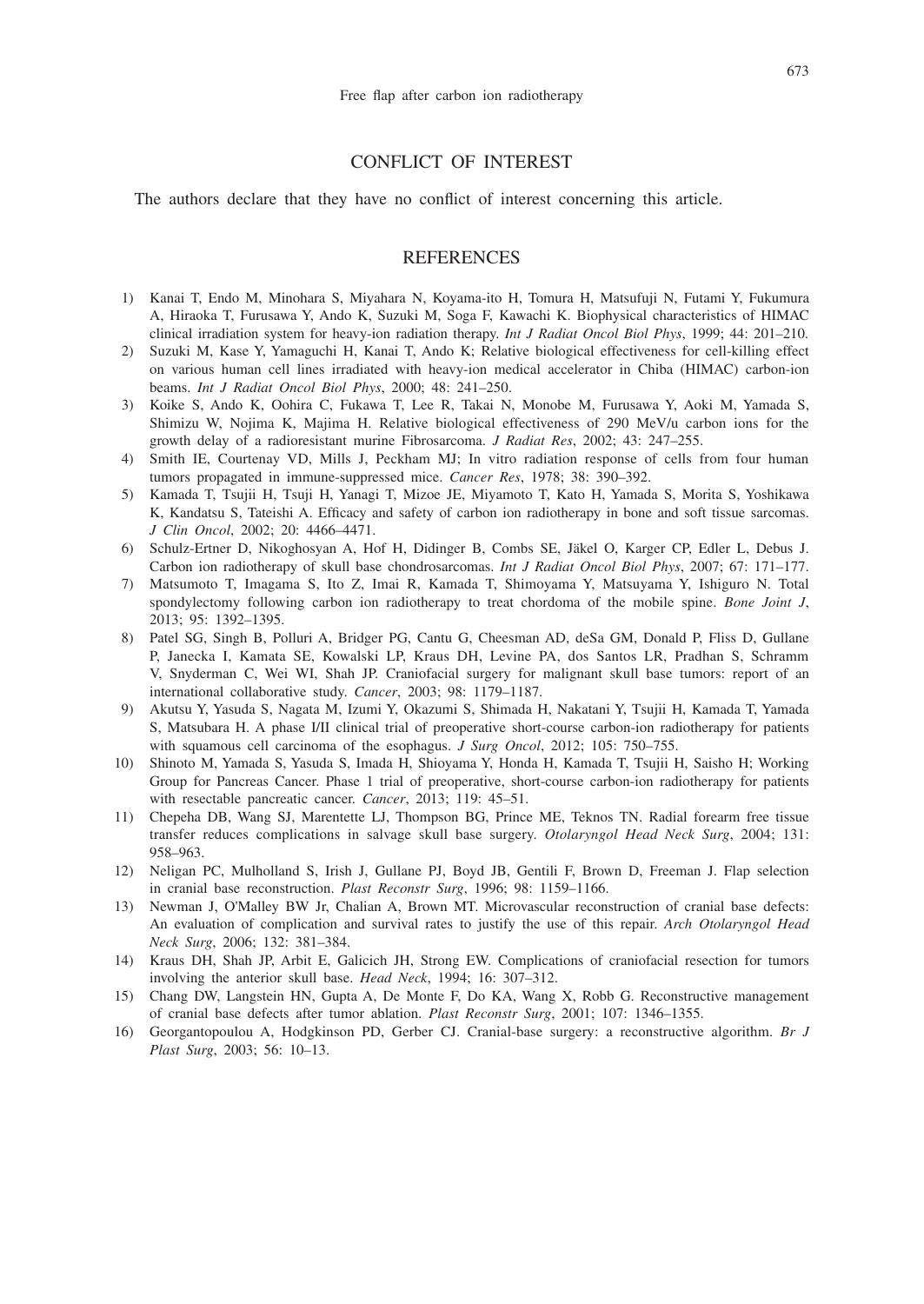## CONFLICT OF INTEREST

The authors declare that they have no conflict of interest concerning this article.

## REFERENCES

1) Kanai T, Endo M, Minohara S, Miyahara N, Koyama-ito H, Tomura H, Matsufuji N, Futami Y, Fukumura A, Hiraoka T, Furusawa Y, Ando K, Suzuki M, Soga F, Kawachi K. Biophysical characteristics of HIMAC clinical irradiation system for heavy-ion radiation therapy. *Int J Radiat Oncol Biol Phys*, 1999; 44: 201–210.
2) Suzuki M, Kase Y, Yamaguchi H, Kanai T, Ando K; Relative biological effectiveness for cell-killing effect on various human cell lines irradiated with heavy-ion medical accelerator in Chiba (HIMAC) carbon-ion beams. *Int J Radiat Oncol Biol Phys*, 2000; 48: 241–250.
3) Koike S, Ando K, Oohira C, Fukawa T, Lee R, Takai N, Monobe M, Furusawa Y, Aoki M, Yamada S, Shimizu W, Nojima K, Majima H. Relative biological effectiveness of 290 MeV/u carbon ions for the growth delay of a radioresistant murine Fibrosarcoma. *J Radiat Res*, 2002; 43: 247–255.
4) Smith IE, Courtenay VD, Mills J, Peckham MJ; In vitro radiation response of cells from four human tumors propagated in immune-suppressed mice. *Cancer Res*, 1978; 38: 390–392.
5) Kamada T, Tsujii H, Tsuji H, Yanagi T, Mizoe JE, Miyamoto T, Kato H, Yamada S, Morita S, Yoshikawa K, Kandatsu S, Tateishi A. Efficacy and safety of carbon ion radiotherapy in bone and soft tissue sarcomas. *J Clin Oncol*, 2002; 20: 4466–4471.
6) Schulz-Ertner D, Nikoghosyan A, Hof H, Didinger B, Combs SE, Jäkel O, Karger CP, Edler L, Debus J. Carbon ion radiotherapy of skull base chondrosarcomas. *Int J Radiat Oncol Biol Phys*, 2007; 67: 171–177.
7) Matsumoto T, Imagama S, Ito Z, Imai R, Kamada T, Shimoyama Y, Matsuyama Y, Ishiguro N. Total spondylectomy following carbon ion radiotherapy to treat chordoma of the mobile spine. *Bone Joint J*, 2013; 95: 1392–1395.
8) Patel SG, Singh B, Polluri A, Bridger PG, Cantu G, Cheesman AD, deSa GM, Donald P, Fliss D, Gullane P, Janecka I, Kamata SE, Kowalski LP, Kraus DH, Levine PA, dos Santos LR, Pradhan S, Schramm V, Snyderman C, Wei WI, Shah JP. Craniofacial surgery for malignant skull base tumors: report of an international collaborative study. *Cancer*, 2003; 98: 1179–1187.
9) Akutsu Y, Yasuda S, Nagata M, Izumi Y, Okazumi S, Shimada H, Nakatani Y, Tsujii H, Kamada T, Yamada S, Matsubara H. A phase I/II clinical trial of preoperative short-course carbon-ion radiotherapy for patients with squamous cell carcinoma of the esophagus. *J Surg Oncol*, 2012; 105: 750–755.
10) Shinoto M, Yamada S, Yasuda S, Imada H, Shioyama Y, Honda H, Kamada T, Tsujii H, Saisho H; Working Group for Pancreas Cancer. Phase 1 trial of preoperative, short-course carbon-ion radiotherapy for patients with resectable pancreatic cancer. *Cancer*, 2013; 119: 45–51.
11) Chepeha DB, Wang SJ, Marentette LJ, Thompson BG, Prince ME, Teknos TN. Radial forearm free tissue transfer reduces complications in salvage skull base surgery. *Otolaryngol Head Neck Surg*, 2004; 131: 958–963.
12) Neligan PC, Mulholland S, Irish J, Gullane PJ, Boyd JB, Gentili F, Brown D, Freeman J. Flap selection in cranial base reconstruction. *Plast Reconstr Surg*, 1996; 98: 1159–1166.
13) Newman J, O'Malley BW Jr, Chalian A, Brown MT. Microvascular reconstruction of cranial base defects: An evaluation of complication and survival rates to justify the use of this repair. *Arch Otolaryngol Head Neck Surg*, 2006; 132: 381–384.
14) Kraus DH, Shah JP, Arbit E, Galicich JH, Strong EW. Complications of craniofacial resection for tumors involving the anterior skull base. *Head Neck*, 1994; 16: 307–312.
15) Chang DW, Langstein HN, Gupta A, De Monte F, Do KA, Wang X, Robb G. Reconstructive management of cranial base defects after tumor ablation. *Plast Reconstr Surg*, 2001; 107: 1346–1355.
16) Georgantopoulou A, Hodgkinson PD, Gerber CJ. Cranial-base surgery: a reconstructive algorithm. *Br J Plast Surg*, 2003; 56: 10–13.